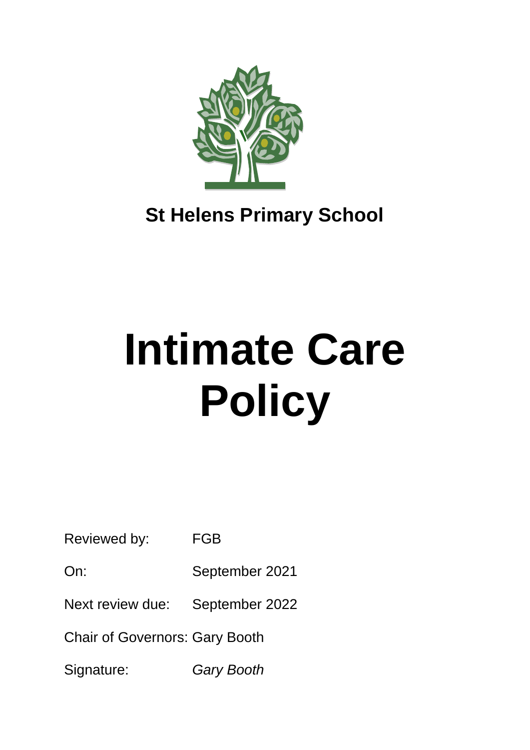**St Helens Primary School**

# Intimate Care Policy

Reviewed by: FGB

On: September 2021

Next review due: September 2022

Chair of Governors: Gary Booth

Signature: *Gary Booth*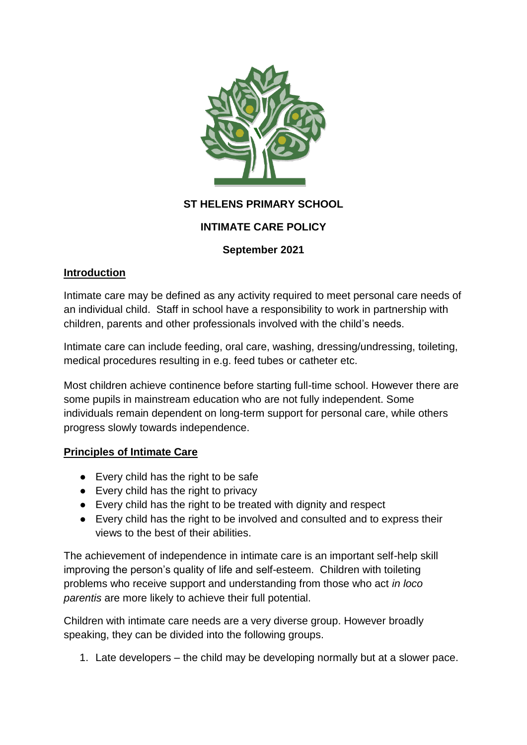**ST HELENS PRIMARY SCHOOL**

**INTIMATE CARE POLICY**

**September 2021**

## Introduction

Intimate care may be defined as any activity required to meet personal care needs of an individual child. Staff in school have a responsibility to work in partnership with children, parents and other professionals involved with the child's needs.

Intimate care can include feeding, oral care, washing, dressing/undressing, toileting, medical procedures resulting in e.g. feed tubes or catheter etc.

Most children achieve continence before starting full-time school. However there are some pupils in mainstream education who are not fully independent. Some individuals remain dependent on long-term support for personal care, while others progress slowly towards independence.

## Principles of Intimate Care

- Every child has the right to be safe
- Every child has the right to privacy
- Every child has the right to be treated with dignity and respect
- Every child has the right to be involved and consulted and to express their views to the best of their abilities.

The achievement of independence in intimate care is an important self-help skill improving the person's quality of life and self-esteem. Children with toileting problems who receive support and understanding from those who act *in loco parentis* are more likely to achieve their full potential.

Children with intimate care needs are a very diverse group. However broadly speaking, they can be divided into the following groups.

1. Late developers – the child may be developing normally but at a slower pace.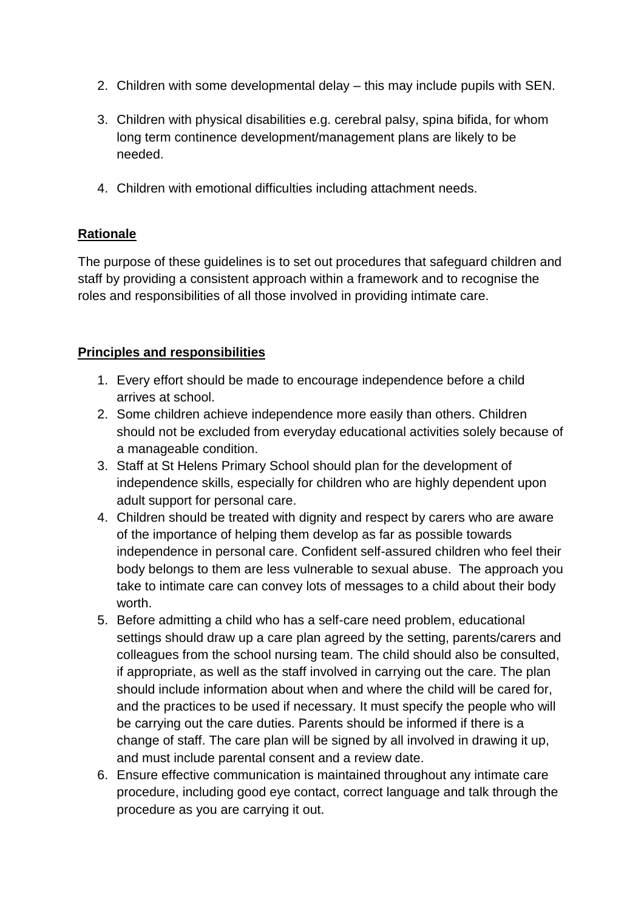2. Children with some developmental delay – this may include pupils with SEN.

3. Children with physical disabilities e.g. cerebral palsy, spina bifida, for whom long term continence development/management plans are likely to be needed.

4. Children with emotional difficulties including attachment needs.

**Rationale**

The purpose of these guidelines is to set out procedures that safeguard children and staff by providing a consistent approach within a framework and to recognise the roles and responsibilities of all those involved in providing intimate care.

**Principles and responsibilities**

1. Every effort should be made to encourage independence before a child arrives at school.
2. Some children achieve independence more easily than others. Children should not be excluded from everyday educational activities solely because of a manageable condition.
3. Staff at St Helens Primary School should plan for the development of independence skills, especially for children who are highly dependent upon adult support for personal care.
4. Children should be treated with dignity and respect by carers who are aware of the importance of helping them develop as far as possible towards independence in personal care. Confident self-assured children who feel their body belongs to them are less vulnerable to sexual abuse. The approach you take to intimate care can convey lots of messages to a child about their body worth.
5. Before admitting a child who has a self-care need problem, educational settings should draw up a care plan agreed by the setting, parents/carers and colleagues from the school nursing team. The child should also be consulted, if appropriate, as well as the staff involved in carrying out the care. The plan should include information about when and where the child will be cared for, and the practices to be used if necessary. It must specify the people who will be carrying out the care duties. Parents should be informed if there is a change of staff. The care plan will be signed by all involved in drawing it up, and must include parental consent and a review date.
6. Ensure effective communication is maintained throughout any intimate care procedure, including good eye contact, correct language and talk through the procedure as you are carrying it out.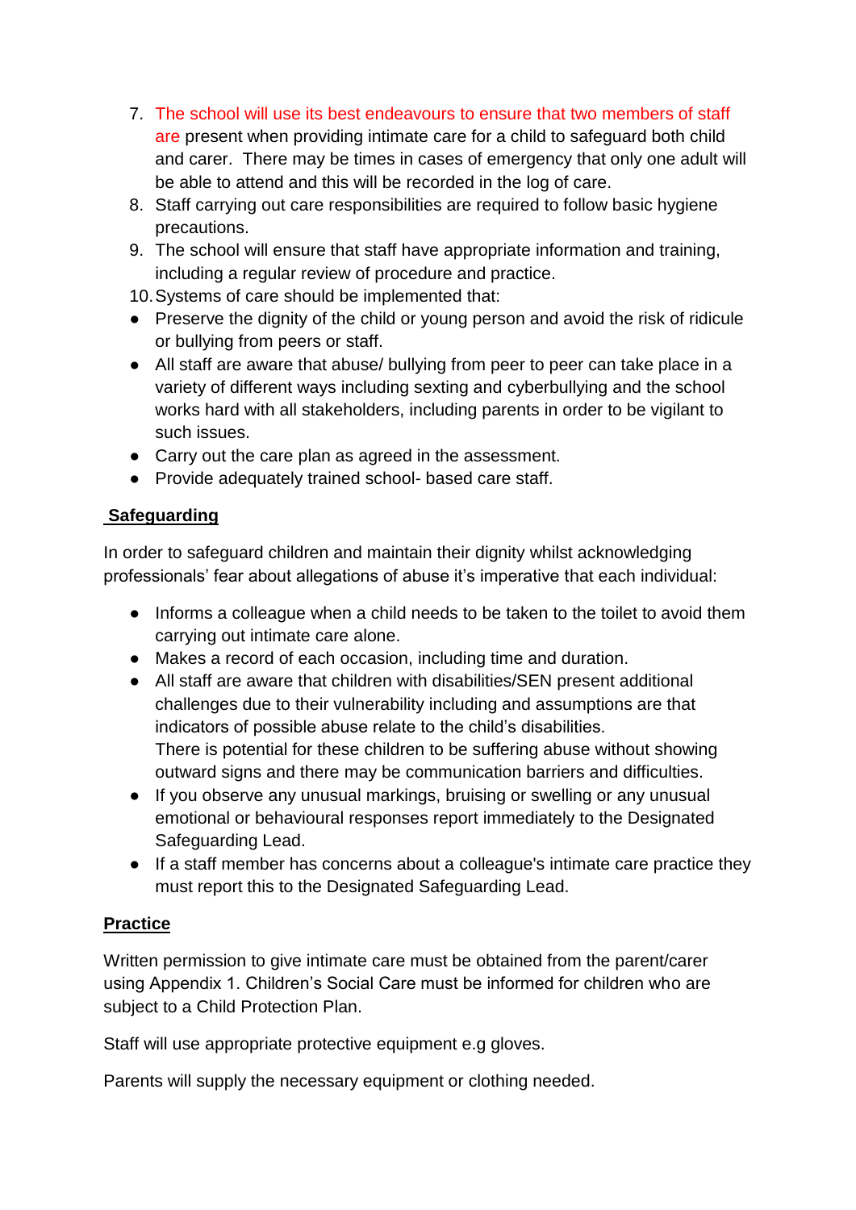7. The school will use its best endeavours to ensure that two members of staff are present when providing intimate care for a child to safeguard both child and carer. There may be times in cases of emergency that only one adult will be able to attend and this will be recorded in the log of care.
8. Staff carrying out care responsibilities are required to follow basic hygiene precautions.
9. The school will ensure that staff have appropriate information and training, including a regular review of procedure and practice.
10. Systems of care should be implemented that:

- Preserve the dignity of the child or young person and avoid the risk of ridicule or bullying from peers or staff.
- All staff are aware that abuse/ bullying from peer to peer can take place in a variety of different ways including sexting and cyberbullying and the school works hard with all stakeholders, including parents in order to be vigilant to such issues.
- Carry out the care plan as agreed in the assessment.
- Provide adequately trained school- based care staff.

## Safeguarding

In order to safeguard children and maintain their dignity whilst acknowledging professionals' fear about allegations of abuse it's imperative that each individual:

- Informs a colleague when a child needs to be taken to the toilet to avoid them carrying out intimate care alone.
- Makes a record of each occasion, including time and duration.
- All staff are aware that children with disabilities/SEN present additional challenges due to their vulnerability including and assumptions are that indicators of possible abuse relate to the child's disabilities.
  There is potential for these children to be suffering abuse without showing outward signs and there may be communication barriers and difficulties.
- If you observe any unusual markings, bruising or swelling or any unusual emotional or behavioural responses report immediately to the Designated Safeguarding Lead.
- If a staff member has concerns about a colleague's intimate care practice they must report this to the Designated Safeguarding Lead.

## Practice

Written permission to give intimate care must be obtained from the parent/carer using Appendix 1. Children's Social Care must be informed for children who are subject to a Child Protection Plan.

Staff will use appropriate protective equipment e.g gloves.

Parents will supply the necessary equipment or clothing needed.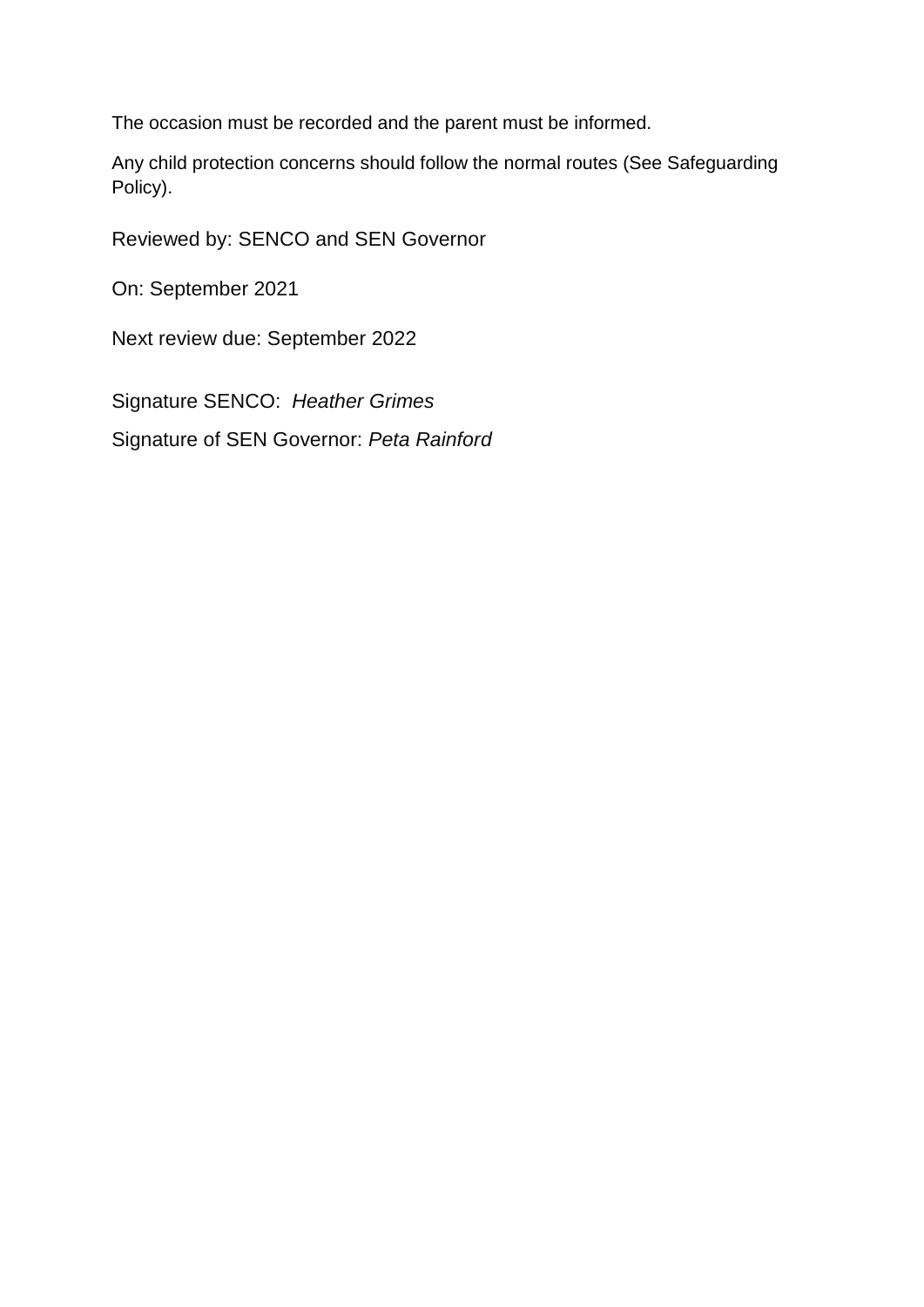The occasion must be recorded and the parent must be informed.

Any child protection concerns should follow the normal routes (See Safeguarding Policy).

Reviewed by: SENCO and SEN Governor

On: September 2021

Next review due: September 2022

Signature SENCO: *Heather Grimes*

Signature of SEN Governor: *Peta Rainford*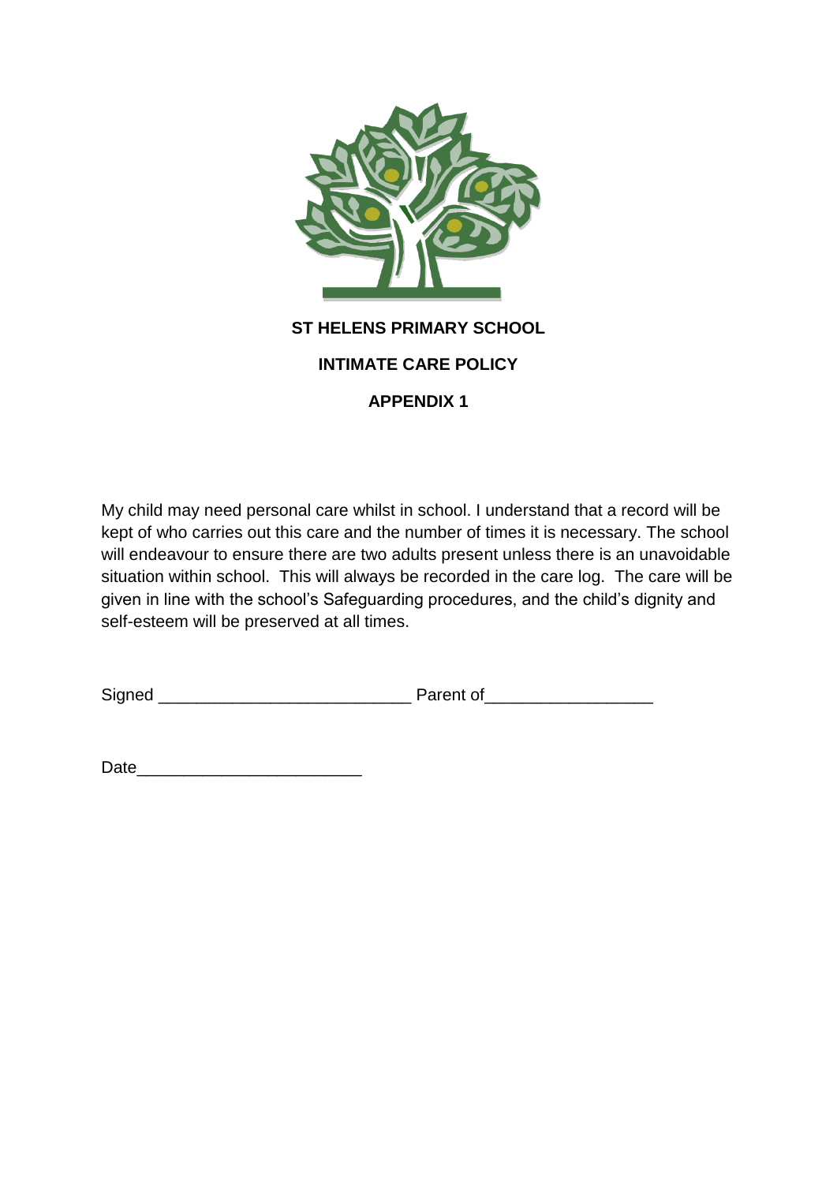**ST HELENS PRIMARY SCHOOL**

**INTIMATE CARE POLICY**

**APPENDIX 1**

My child may need personal care whilst in school. I understand that a record will be kept of who carries out this care and the number of times it is necessary. The school will endeavour to ensure there are two adults present unless there is an unavoidable situation within school. This will always be recorded in the care log. The care will be given in line with the school's Safeguarding procedures, and the child's dignity and self-esteem will be preserved at all times.

Signed ___________________________ Parent of__________________

Date________________________